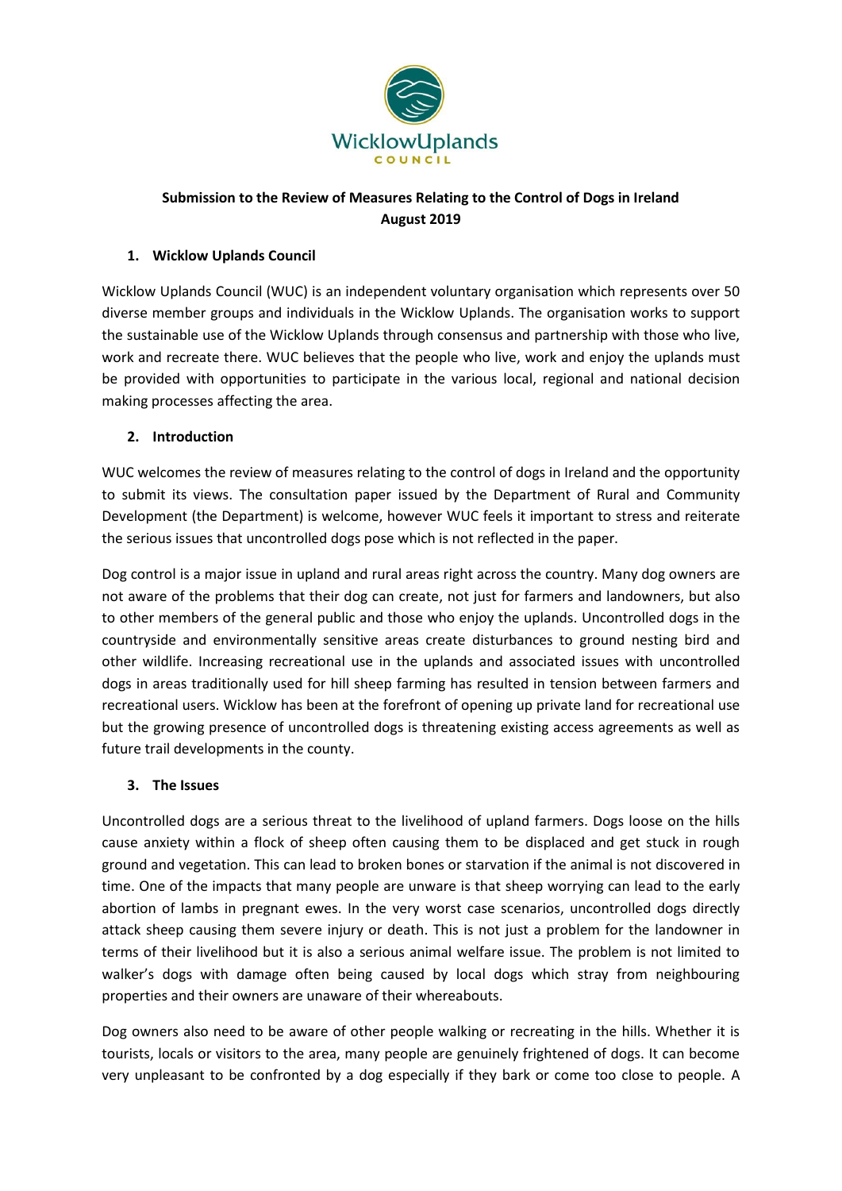WicklowUplands
COUNCIL

**Submission to the Review of Measures Relating to the Control of Dogs in Ireland**
**August 2019**

## 1. Wicklow Uplands Council

Wicklow Uplands Council (WUC) is an independent voluntary organisation which represents over 50 diverse member groups and individuals in the Wicklow Uplands. The organisation works to support the sustainable use of the Wicklow Uplands through consensus and partnership with those who live, work and recreate there. WUC believes that the people who live, work and enjoy the uplands must be provided with opportunities to participate in the various local, regional and national decision making processes affecting the area.

## 2. Introduction

WUC welcomes the review of measures relating to the control of dogs in Ireland and the opportunity to submit its views. The consultation paper issued by the Department of Rural and Community Development (the Department) is welcome, however WUC feels it important to stress and reiterate the serious issues that uncontrolled dogs pose which is not reflected in the paper.

Dog control is a major issue in upland and rural areas right across the country. Many dog owners are not aware of the problems that their dog can create, not just for farmers and landowners, but also to other members of the general public and those who enjoy the uplands. Uncontrolled dogs in the countryside and environmentally sensitive areas create disturbances to ground nesting bird and other wildlife. Increasing recreational use in the uplands and associated issues with uncontrolled dogs in areas traditionally used for hill sheep farming has resulted in tension between farmers and recreational users. Wicklow has been at the forefront of opening up private land for recreational use but the growing presence of uncontrolled dogs is threatening existing access agreements as well as future trail developments in the county.

## 3. The Issues

Uncontrolled dogs are a serious threat to the livelihood of upland farmers. Dogs loose on the hills cause anxiety within a flock of sheep often causing them to be displaced and get stuck in rough ground and vegetation. This can lead to broken bones or starvation if the animal is not discovered in time. One of the impacts that many people are unware is that sheep worrying can lead to the early abortion of lambs in pregnant ewes. In the very worst case scenarios, uncontrolled dogs directly attack sheep causing them severe injury or death. This is not just a problem for the landowner in terms of their livelihood but it is also a serious animal welfare issue. The problem is not limited to walker's dogs with damage often being caused by local dogs which stray from neighbouring properties and their owners are unaware of their whereabouts.

Dog owners also need to be aware of other people walking or recreating in the hills. Whether it is tourists, locals or visitors to the area, many people are genuinely frightened of dogs. It can become very unpleasant to be confronted by a dog especially if they bark or come too close to people. A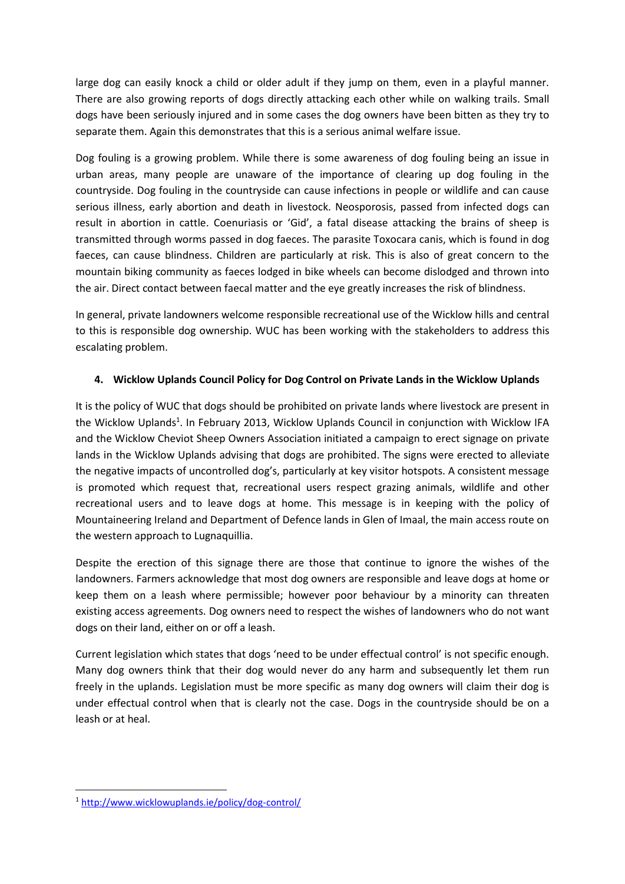large dog can easily knock a child or older adult if they jump on them, even in a playful manner. There are also growing reports of dogs directly attacking each other while on walking trails. Small dogs have been seriously injured and in some cases the dog owners have been bitten as they try to separate them. Again this demonstrates that this is a serious animal welfare issue.

Dog fouling is a growing problem. While there is some awareness of dog fouling being an issue in urban areas, many people are unaware of the importance of clearing up dog fouling in the countryside. Dog fouling in the countryside can cause infections in people or wildlife and can cause serious illness, early abortion and death in livestock. Neosporosis, passed from infected dogs can result in abortion in cattle. Coenuriasis or 'Gid', a fatal disease attacking the brains of sheep is transmitted through worms passed in dog faeces. The parasite Toxocara canis, which is found in dog faeces, can cause blindness. Children are particularly at risk. This is also of great concern to the mountain biking community as faeces lodged in bike wheels can become dislodged and thrown into the air. Direct contact between faecal matter and the eye greatly increases the risk of blindness.

In general, private landowners welcome responsible recreational use of the Wicklow hills and central to this is responsible dog ownership. WUC has been working with the stakeholders to address this escalating problem.

## 4. Wicklow Uplands Council Policy for Dog Control on Private Lands in the Wicklow Uplands

It is the policy of WUC that dogs should be prohibited on private lands where livestock are present in the Wicklow Uplands[1]. In February 2013, Wicklow Uplands Council in conjunction with Wicklow IFA and the Wicklow Cheviot Sheep Owners Association initiated a campaign to erect signage on private lands in the Wicklow Uplands advising that dogs are prohibited. The signs were erected to alleviate the negative impacts of uncontrolled dog's, particularly at key visitor hotspots. A consistent message is promoted which request that, recreational users respect grazing animals, wildlife and other recreational users and to leave dogs at home. This message is in keeping with the policy of Mountaineering Ireland and Department of Defence lands in Glen of Imaal, the main access route on the western approach to Lugnaquillia.

Despite the erection of this signage there are those that continue to ignore the wishes of the landowners. Farmers acknowledge that most dog owners are responsible and leave dogs at home or keep them on a leash where permissible; however poor behaviour by a minority can threaten existing access agreements. Dog owners need to respect the wishes of landowners who do not want dogs on their land, either on or off a leash.

Current legislation which states that dogs 'need to be under effectual control' is not specific enough. Many dog owners think that their dog would never do any harm and subsequently let them run freely in the uplands. Legislation must be more specific as many dog owners will claim their dog is under effectual control when that is clearly not the case. Dogs in the countryside should be on a leash or at heal.

---

[1] http://www.wicklowuplands.ie/policy/dog-control/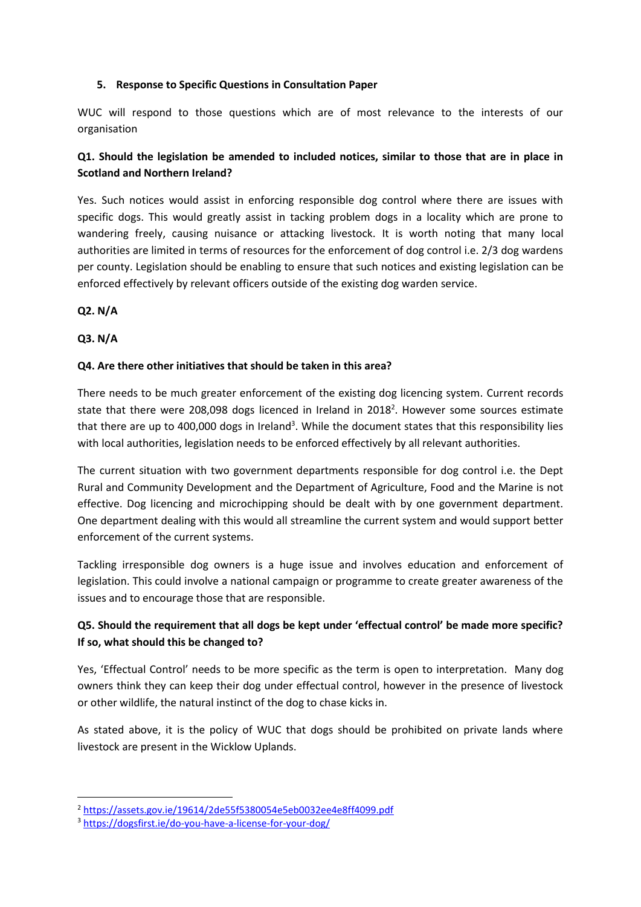## 5. Response to Specific Questions in Consultation Paper

WUC will respond to those questions which are of most relevance to the interests of our organisation

**Q1. Should the legislation be amended to included notices, similar to those that are in place in Scotland and Northern Ireland?**

Yes. Such notices would assist in enforcing responsible dog control where there are issues with specific dogs. This would greatly assist in tacking problem dogs in a locality which are prone to wandering freely, causing nuisance or attacking livestock. It is worth noting that many local authorities are limited in terms of resources for the enforcement of dog control i.e. 2/3 dog wardens per county. Legislation should be enabling to ensure that such notices and existing legislation can be enforced effectively by relevant officers outside of the existing dog warden service.

**Q2. N/A**

**Q3. N/A**

**Q4. Are there other initiatives that should be taken in this area?**

There needs to be much greater enforcement of the existing dog licencing system. Current records state that there were 208,098 dogs licenced in Ireland in 2018[2]. However some sources estimate that there are up to 400,000 dogs in Ireland[3]. While the document states that this responsibility lies with local authorities, legislation needs to be enforced effectively by all relevant authorities.

The current situation with two government departments responsible for dog control i.e. the Dept Rural and Community Development and the Department of Agriculture, Food and the Marine is not effective. Dog licencing and microchipping should be dealt with by one government department. One department dealing with this would all streamline the current system and would support better enforcement of the current systems.

Tackling irresponsible dog owners is a huge issue and involves education and enforcement of legislation. This could involve a national campaign or programme to create greater awareness of the issues and to encourage those that are responsible.

**Q5. Should the requirement that all dogs be kept under 'effectual control' be made more specific? If so, what should this be changed to?**

Yes, 'Effectual Control' needs to be more specific as the term is open to interpretation. Many dog owners think they can keep their dog under effectual control, however in the presence of livestock or other wildlife, the natural instinct of the dog to chase kicks in.

As stated above, it is the policy of WUC that dogs should be prohibited on private lands where livestock are present in the Wicklow Uplands.

---

[2] https://assets.gov.ie/19614/2de55f5380054e5eb0032ee4e8ff4099.pdf

[3] https://dogsfirst.ie/do-you-have-a-license-for-your-dog/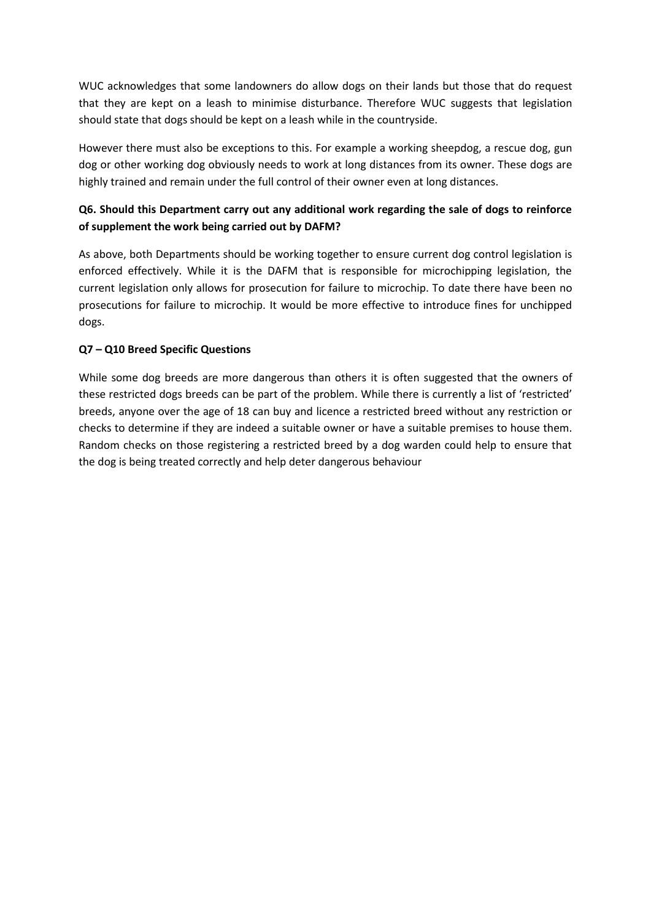WUC acknowledges that some landowners do allow dogs on their lands but those that do request that they are kept on a leash to minimise disturbance. Therefore WUC suggests that legislation should state that dogs should be kept on a leash while in the countryside.

However there must also be exceptions to this. For example a working sheepdog, a rescue dog, gun dog or other working dog obviously needs to work at long distances from its owner. These dogs are highly trained and remain under the full control of their owner even at long distances.

**Q6. Should this Department carry out any additional work regarding the sale of dogs to reinforce of supplement the work being carried out by DAFM?**

As above, both Departments should be working together to ensure current dog control legislation is enforced effectively. While it is the DAFM that is responsible for microchipping legislation, the current legislation only allows for prosecution for failure to microchip. To date there have been no prosecutions for failure to microchip. It would be more effective to introduce fines for unchipped dogs.

**Q7 – Q10 Breed Specific Questions**

While some dog breeds are more dangerous than others it is often suggested that the owners of these restricted dogs breeds can be part of the problem. While there is currently a list of 'restricted' breeds, anyone over the age of 18 can buy and licence a restricted breed without any restriction or checks to determine if they are indeed a suitable owner or have a suitable premises to house them. Random checks on those registering a restricted breed by a dog warden could help to ensure that the dog is being treated correctly and help deter dangerous behaviour